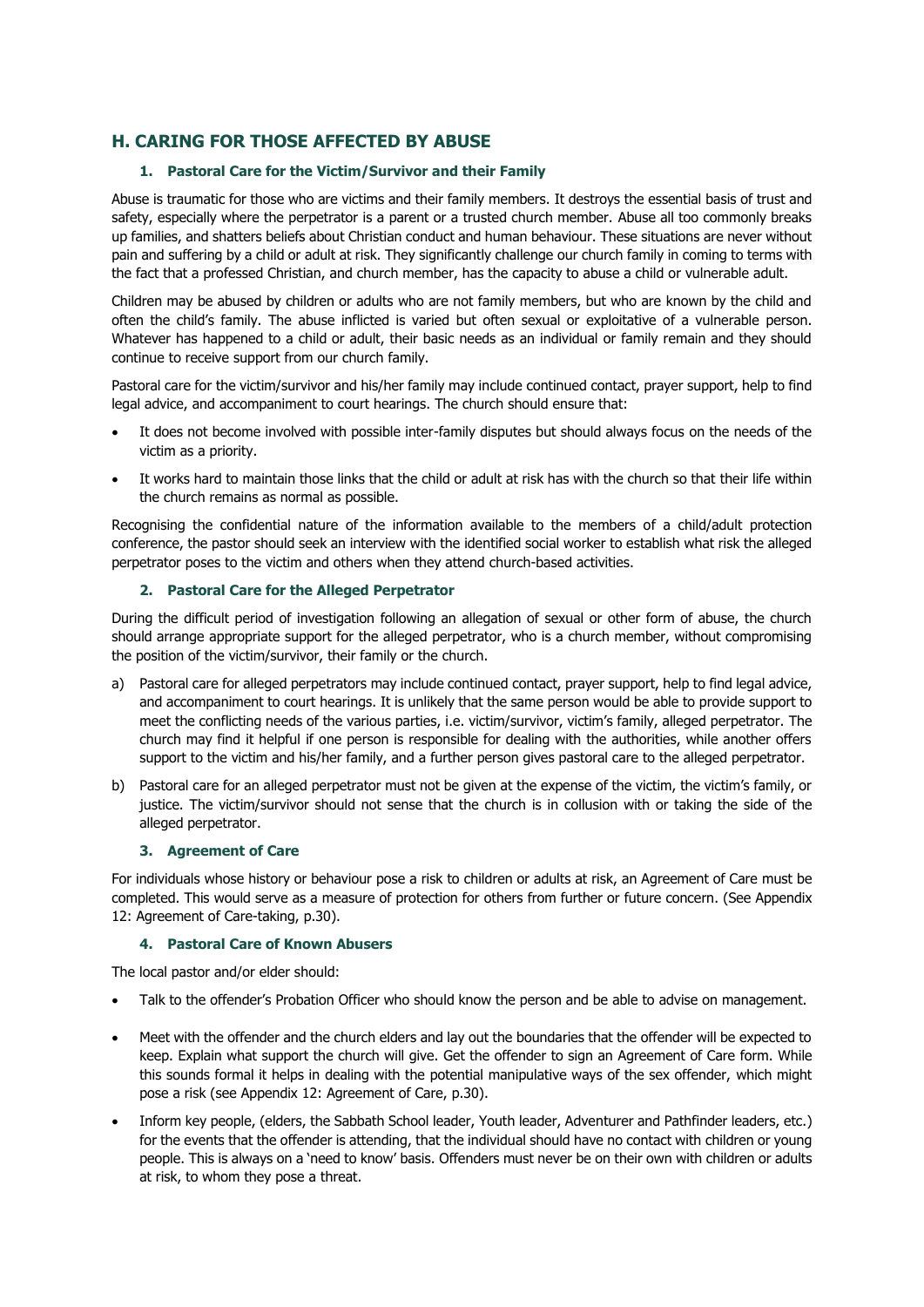## H. CARING FOR THOSE AFFECTED BY ABUSE

### 1. Pastoral Care for the Victim/Survivor and their Family

Abuse is traumatic for those who are victims and their family members. It destroys the essential basis of trust and safety, especially where the perpetrator is a parent or a trusted church member. Abuse all too commonly breaks up families, and shatters beliefs about Christian conduct and human behaviour. These situations are never without pain and suffering by a child or adult at risk. They significantly challenge our church family in coming to terms with the fact that a professed Christian, and church member, has the capacity to abuse a child or vulnerable adult.

Children may be abused by children or adults who are not family members, but who are known by the child and often the child's family. The abuse inflicted is varied but often sexual or exploitative of a vulnerable person. Whatever has happened to a child or adult, their basic needs as an individual or family remain and they should continue to receive support from our church family.

Pastoral care for the victim/survivor and his/her family may include continued contact, prayer support, help to find legal advice, and accompaniment to court hearings. The church should ensure that:

- It does not become involved with possible inter-family disputes but should always focus on the needs of the victim as a priority.
- It works hard to maintain those links that the child or adult at risk has with the church so that their life within the church remains as normal as possible.

Recognising the confidential nature of the information available to the members of a child/adult protection conference, the pastor should seek an interview with the identified social worker to establish what risk the alleged perpetrator poses to the victim and others when they attend church-based activities.

### 2. Pastoral Care for the Alleged Perpetrator

During the difficult period of investigation following an allegation of sexual or other form of abuse, the church should arrange appropriate support for the alleged perpetrator, who is a church member, without compromising the position of the victim/survivor, their family or the church.

a) Pastoral care for alleged perpetrators may include continued contact, prayer support, help to find legal advice, and accompaniment to court hearings. It is unlikely that the same person would be able to provide support to meet the conflicting needs of the various parties, i.e. victim/survivor, victim's family, alleged perpetrator. The church may find it helpful if one person is responsible for dealing with the authorities, while another offers support to the victim and his/her family, and a further person gives pastoral care to the alleged perpetrator.

b) Pastoral care for an alleged perpetrator must not be given at the expense of the victim, the victim's family, or justice. The victim/survivor should not sense that the church is in collusion with or taking the side of the alleged perpetrator.

### 3. Agreement of Care

For individuals whose history or behaviour pose a risk to children or adults at risk, an Agreement of Care must be completed. This would serve as a measure of protection for others from further or future concern. (See Appendix 12: Agreement of Care-taking, p.30).

### 4. Pastoral Care of Known Abusers

The local pastor and/or elder should:

- Talk to the offender's Probation Officer who should know the person and be able to advise on management.
- Meet with the offender and the church elders and lay out the boundaries that the offender will be expected to keep. Explain what support the church will give. Get the offender to sign an Agreement of Care form. While this sounds formal it helps in dealing with the potential manipulative ways of the sex offender, which might pose a risk (see Appendix 12: Agreement of Care, p.30).
- Inform key people, (elders, the Sabbath School leader, Youth leader, Adventurer and Pathfinder leaders, etc.) for the events that the offender is attending, that the individual should have no contact with children or young people. This is always on a 'need to know' basis. Offenders must never be on their own with children or adults at risk, to whom they pose a threat.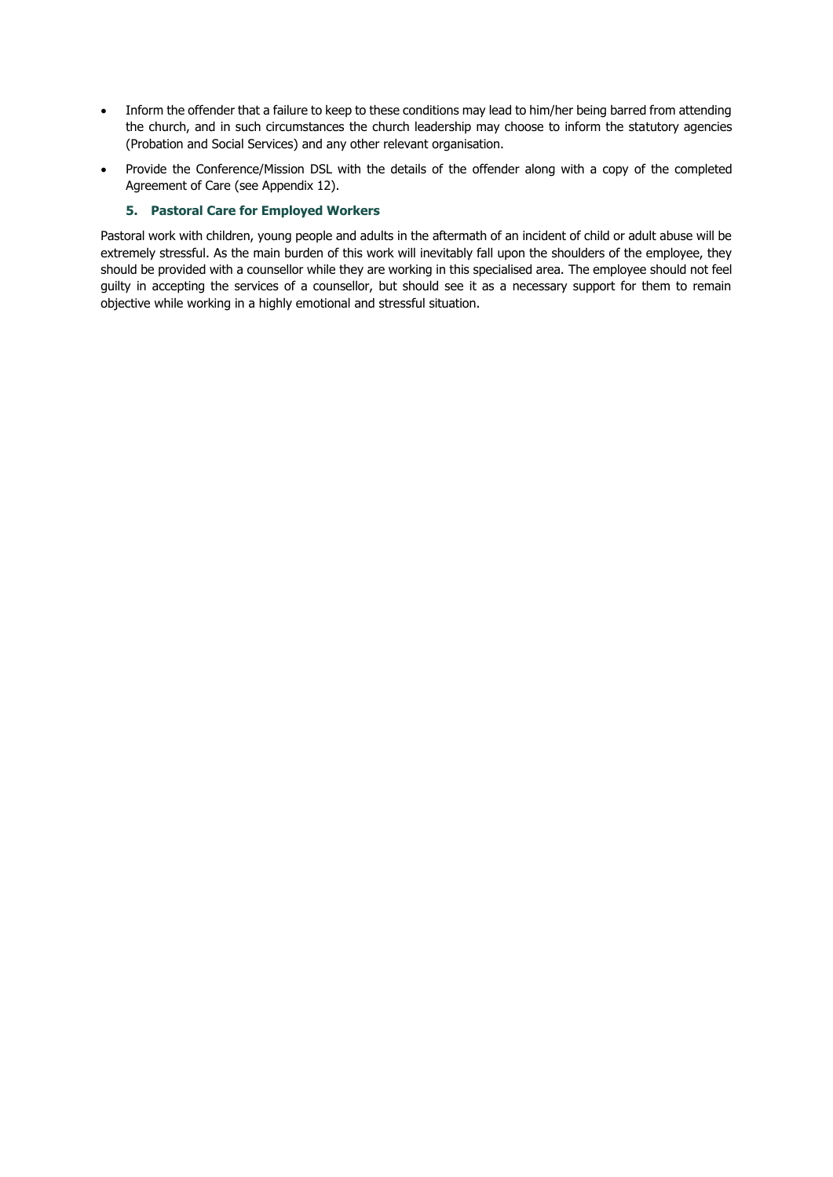- Inform the offender that a failure to keep to these conditions may lead to him/her being barred from attending the church, and in such circumstances the church leadership may choose to inform the statutory agencies (Probation and Social Services) and any other relevant organisation.
- Provide the Conference/Mission DSL with the details of the offender along with a copy of the completed Agreement of Care (see Appendix 12).

### 5. Pastoral Care for Employed Workers

Pastoral work with children, young people and adults in the aftermath of an incident of child or adult abuse will be extremely stressful. As the main burden of this work will inevitably fall upon the shoulders of the employee, they should be provided with a counsellor while they are working in this specialised area. The employee should not feel guilty in accepting the services of a counsellor, but should see it as a necessary support for them to remain objective while working in a highly emotional and stressful situation.